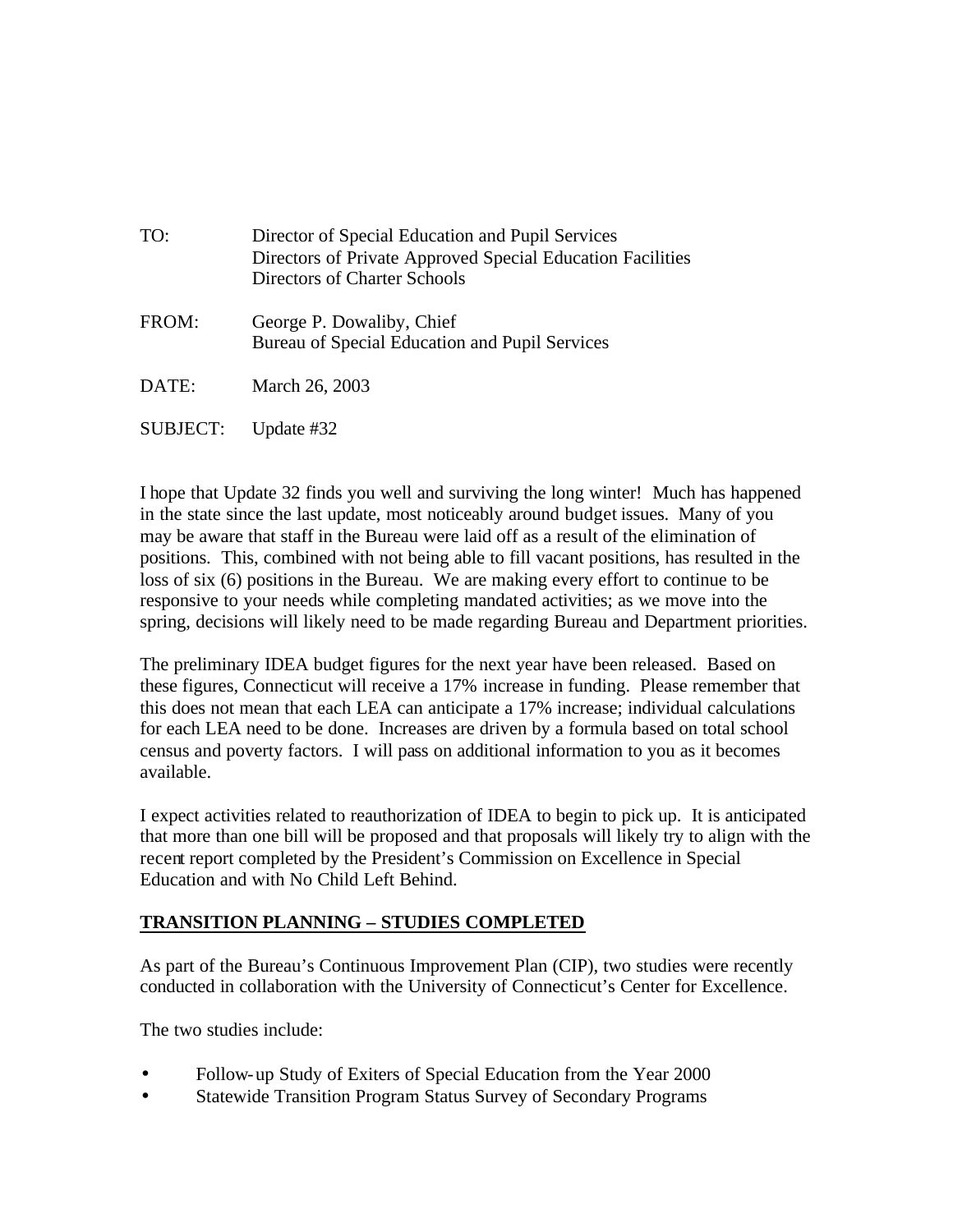TO: Director of Special Education and Pupil Services
Directors of Private Approved Special Education Facilities
Directors of Charter Schools

FROM: George P. Dowaliby, Chief
Bureau of Special Education and Pupil Services

DATE: March 26, 2003

SUBJECT: Update #32

I hope that Update 32 finds you well and surviving the long winter! Much has happened in the state since the last update, most noticeably around budget issues. Many of you may be aware that staff in the Bureau were laid off as a result of the elimination of positions. This, combined with not being able to fill vacant positions, has resulted in the loss of six (6) positions in the Bureau. We are making every effort to continue to be responsive to your needs while completing mandated activities; as we move into the spring, decisions will likely need to be made regarding Bureau and Department priorities.

The preliminary IDEA budget figures for the next year have been released. Based on these figures, Connecticut will receive a 17% increase in funding. Please remember that this does not mean that each LEA can anticipate a 17% increase; individual calculations for each LEA need to be done. Increases are driven by a formula based on total school census and poverty factors. I will pass on additional information to you as it becomes available.

I expect activities related to reauthorization of IDEA to begin to pick up. It is anticipated that more than one bill will be proposed and that proposals will likely try to align with the recent report completed by the President's Commission on Excellence in Special Education and with No Child Left Behind.

## TRANSITION PLANNING – STUDIES COMPLETED

As part of the Bureau's Continuous Improvement Plan (CIP), two studies were recently conducted in collaboration with the University of Connecticut's Center for Excellence.

The two studies include:

- Follow-up Study of Exiters of Special Education from the Year 2000
- Statewide Transition Program Status Survey of Secondary Programs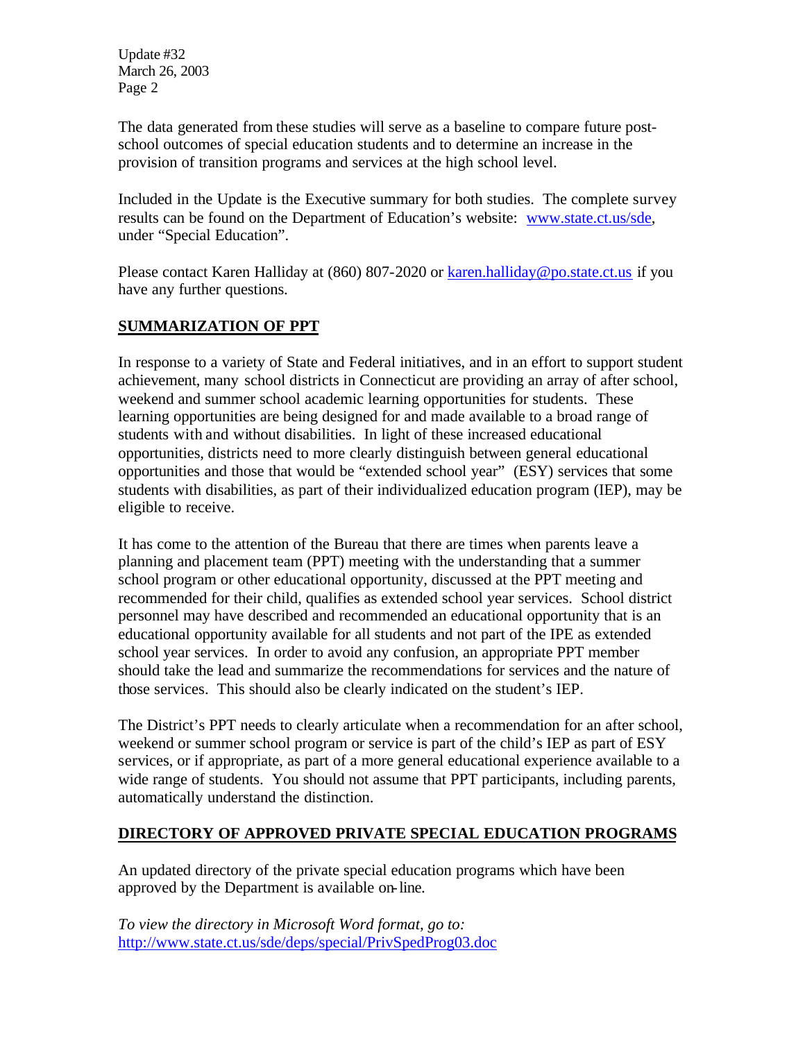The data generated from these studies will serve as a baseline to compare future post-school outcomes of special education students and to determine an increase in the provision of transition programs and services at the high school level.

Included in the Update is the Executive summary for both studies. The complete survey results can be found on the Department of Education's website: www.state.ct.us/sde, under "Special Education".

Please contact Karen Halliday at (860) 807-2020 or karen.halliday@po.state.ct.us if you have any further questions.

## SUMMARIZATION OF PPT

In response to a variety of State and Federal initiatives, and in an effort to support student achievement, many school districts in Connecticut are providing an array of after school, weekend and summer school academic learning opportunities for students. These learning opportunities are being designed for and made available to a broad range of students with and without disabilities. In light of these increased educational opportunities, districts need to more clearly distinguish between general educational opportunities and those that would be "extended school year" (ESY) services that some students with disabilities, as part of their individualized education program (IEP), may be eligible to receive.

It has come to the attention of the Bureau that there are times when parents leave a planning and placement team (PPT) meeting with the understanding that a summer school program or other educational opportunity, discussed at the PPT meeting and recommended for their child, qualifies as extended school year services. School district personnel may have described and recommended an educational opportunity that is an educational opportunity available for all students and not part of the IPE as extended school year services. In order to avoid any confusion, an appropriate PPT member should take the lead and summarize the recommendations for services and the nature of those services. This should also be clearly indicated on the student's IEP.

The District's PPT needs to clearly articulate when a recommendation for an after school, weekend or summer school program or service is part of the child's IEP as part of ESY services, or if appropriate, as part of a more general educational experience available to a wide range of students. You should not assume that PPT participants, including parents, automatically understand the distinction.

## DIRECTORY OF APPROVED PRIVATE SPECIAL EDUCATION PROGRAMS

An updated directory of the private special education programs which have been approved by the Department is available on-line.

*To view the directory in Microsoft Word format, go to:*
http://www.state.ct.us/sde/deps/special/PrivSpedProg03.doc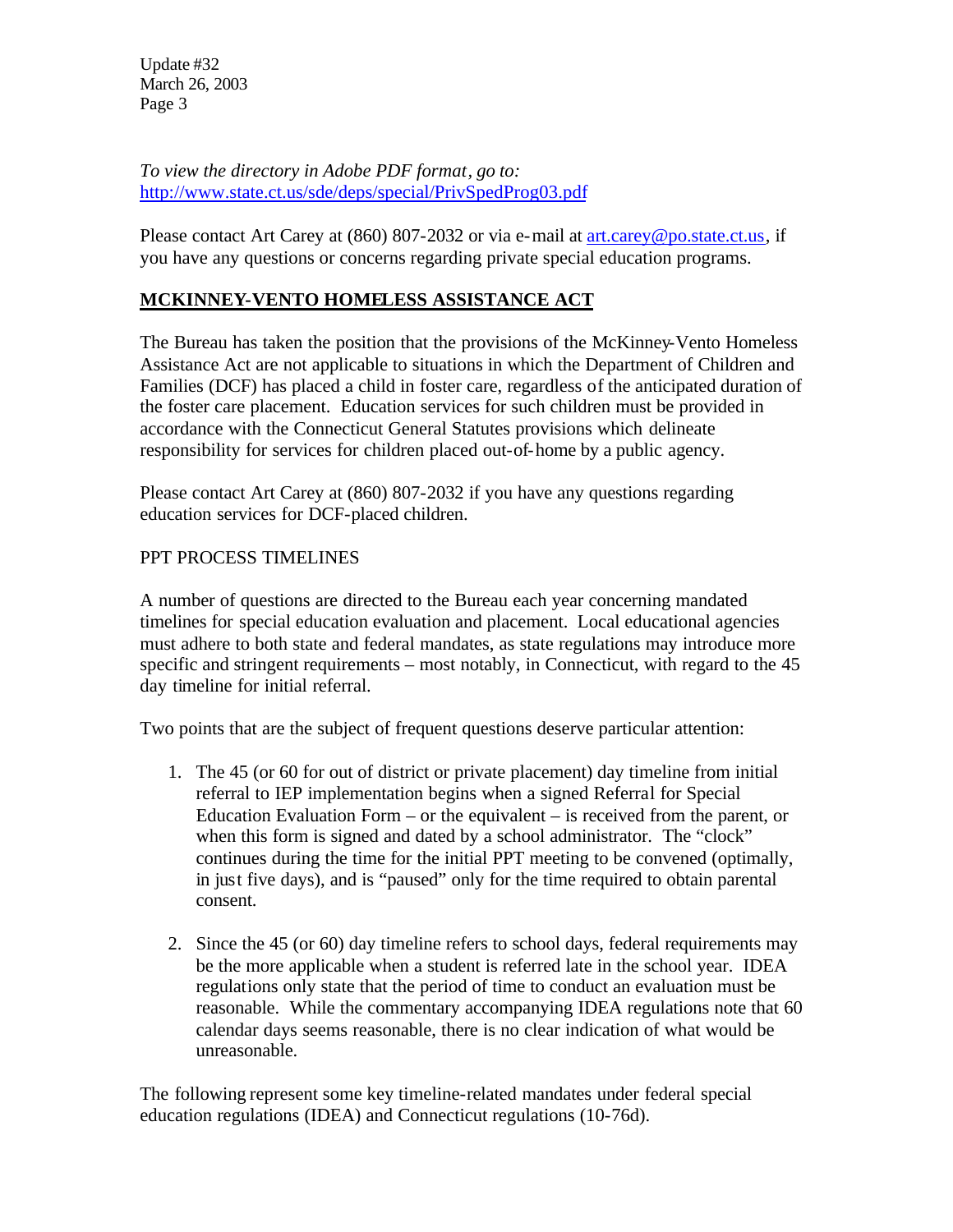*To view the directory in Adobe PDF format, go to:* [http://www.state.ct.us/sde/deps/special/PrivSpedProg03.pdf](http://www.state.ct.us/sde/deps/special/PrivSpedProg03.pdf)

Please contact Art Carey at (860) 807-2032 or via e-mail at [art.carey@po.state.ct.us](mailto:art.carey@po.state.ct.us), if you have any questions or concerns regarding private special education programs.

## MCKINNEY-VENTO HOMELESS ASSISTANCE ACT

The Bureau has taken the position that the provisions of the McKinney-Vento Homeless Assistance Act are not applicable to situations in which the Department of Children and Families (DCF) has placed a child in foster care, regardless of the anticipated duration of the foster care placement. Education services for such children must be provided in accordance with the Connecticut General Statutes provisions which delineate responsibility for services for children placed out-of-home by a public agency.

Please contact Art Carey at (860) 807-2032 if you have any questions regarding education services for DCF-placed children.

## PPT PROCESS TIMELINES

A number of questions are directed to the Bureau each year concerning mandated timelines for special education evaluation and placement. Local educational agencies must adhere to both state and federal mandates, as state regulations may introduce more specific and stringent requirements – most notably, in Connecticut, with regard to the 45 day timeline for initial referral.

Two points that are the subject of frequent questions deserve particular attention:

1. The 45 (or 60 for out of district or private placement) day timeline from initial referral to IEP implementation begins when a signed Referral for Special Education Evaluation Form – or the equivalent – is received from the parent, or when this form is signed and dated by a school administrator. The "clock" continues during the time for the initial PPT meeting to be convened (optimally, in just five days), and is "paused" only for the time required to obtain parental consent.

2. Since the 45 (or 60) day timeline refers to school days, federal requirements may be the more applicable when a student is referred late in the school year. IDEA regulations only state that the period of time to conduct an evaluation must be reasonable. While the commentary accompanying IDEA regulations note that 60 calendar days seems reasonable, there is no clear indication of what would be unreasonable.

The following represent some key timeline-related mandates under federal special education regulations (IDEA) and Connecticut regulations (10-76d).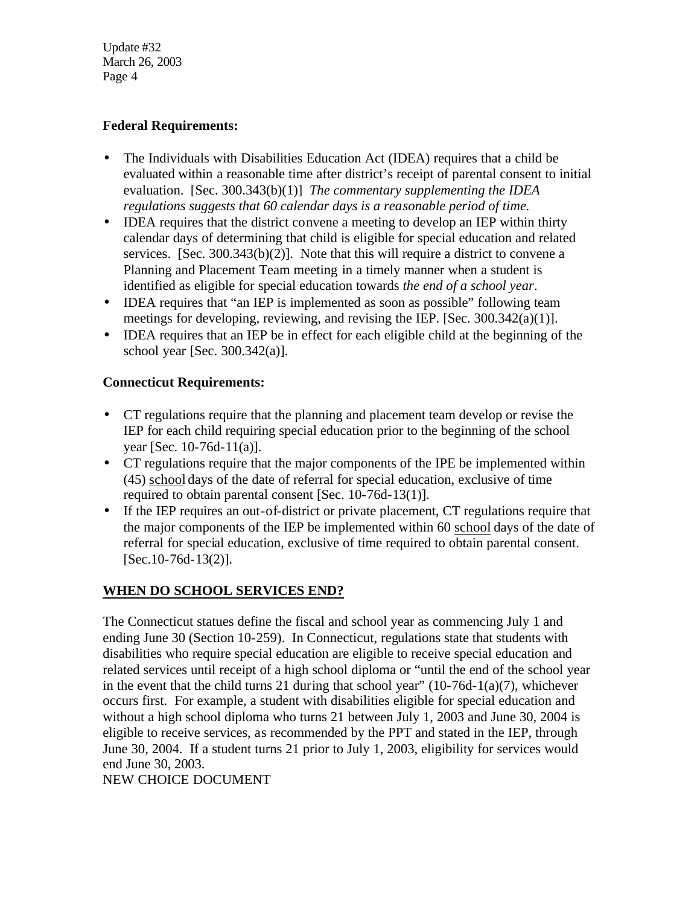**Federal Requirements:**

- The Individuals with Disabilities Education Act (IDEA) requires that a child be evaluated within a reasonable time after district's receipt of parental consent to initial evaluation. [Sec. 300.343(b)(1)] *The commentary supplementing the IDEA regulations suggests that 60 calendar days is a reasonable period of time.*
- IDEA requires that the district convene a meeting to develop an IEP within thirty calendar days of determining that child is eligible for special education and related services. [Sec. 300.343(b)(2)]. Note that this will require a district to convene a Planning and Placement Team meeting in a timely manner when a student is identified as eligible for special education towards *the end of a school year*.
- IDEA requires that "an IEP is implemented as soon as possible" following team meetings for developing, reviewing, and revising the IEP. [Sec. 300.342(a)(1)].
- IDEA requires that an IEP be in effect for each eligible child at the beginning of the school year [Sec. 300.342(a)].

**Connecticut Requirements:**

- CT regulations require that the planning and placement team develop or revise the IEP for each child requiring special education prior to the beginning of the school year [Sec. 10-76d-11(a)].
- CT regulations require that the major components of the IPE be implemented within (45) <u>school</u> days of the date of referral for special education, exclusive of time required to obtain parental consent [Sec. 10-76d-13(1)].
- If the IEP requires an out-of-district or private placement, CT regulations require that the major components of the IEP be implemented within 60 <u>school</u> days of the date of referral for special education, exclusive of time required to obtain parental consent. [Sec.10-76d-13(2)].

## <u>WHEN DO SCHOOL SERVICES END?</u>

The Connecticut statues define the fiscal and school year as commencing July 1 and ending June 30 (Section 10-259). In Connecticut, regulations state that students with disabilities who require special education are eligible to receive special education and related services until receipt of a high school diploma or "until the end of the school year in the event that the child turns 21 during that school year" (10-76d-1(a)(7), whichever occurs first. For example, a student with disabilities eligible for special education and without a high school diploma who turns 21 between July 1, 2003 and June 30, 2004 is eligible to receive services, as recommended by the PPT and stated in the IEP, through June 30, 2004. If a student turns 21 prior to July 1, 2003, eligibility for services would end June 30, 2003.

NEW CHOICE DOCUMENT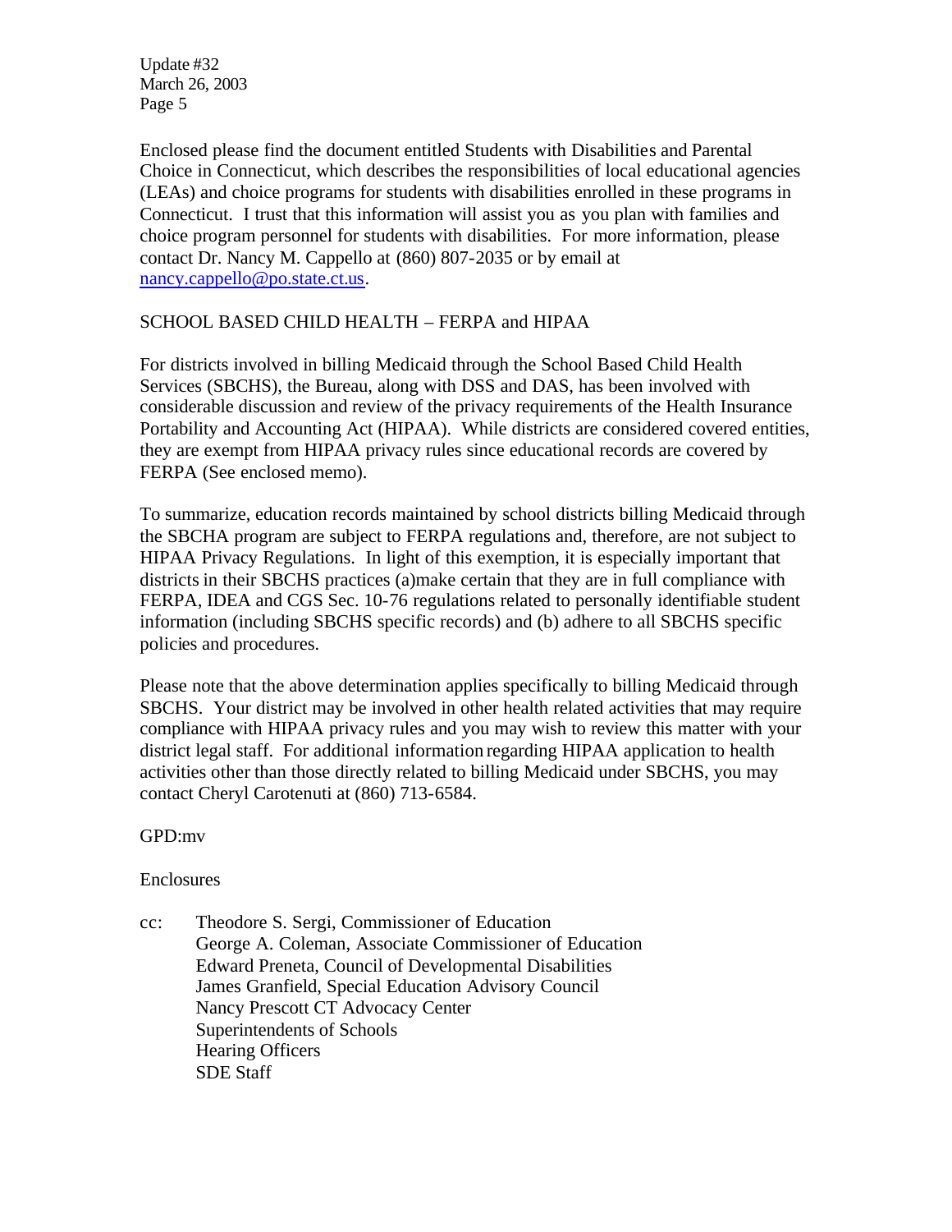Enclosed please find the document entitled Students with Disabilities and Parental Choice in Connecticut, which describes the responsibilities of local educational agencies (LEAs) and choice programs for students with disabilities enrolled in these programs in Connecticut. I trust that this information will assist you as you plan with families and choice program personnel for students with disabilities. For more information, please contact Dr. Nancy M. Cappello at (860) 807-2035 or by email at nancy.cappello@po.state.ct.us.

SCHOOL BASED CHILD HEALTH – FERPA and HIPAA

For districts involved in billing Medicaid through the School Based Child Health Services (SBCHS), the Bureau, along with DSS and DAS, has been involved with considerable discussion and review of the privacy requirements of the Health Insurance Portability and Accounting Act (HIPAA). While districts are considered covered entities, they are exempt from HIPAA privacy rules since educational records are covered by FERPA (See enclosed memo).

To summarize, education records maintained by school districts billing Medicaid through the SBCHA program are subject to FERPA regulations and, therefore, are not subject to HIPAA Privacy Regulations. In light of this exemption, it is especially important that districts in their SBCHS practices (a)make certain that they are in full compliance with FERPA, IDEA and CGS Sec. 10-76 regulations related to personally identifiable student information (including SBCHS specific records) and (b) adhere to all SBCHS specific policies and procedures.

Please note that the above determination applies specifically to billing Medicaid through SBCHS. Your district may be involved in other health related activities that may require compliance with HIPAA privacy rules and you may wish to review this matter with your district legal staff. For additional information regarding HIPAA application to health activities other than those directly related to billing Medicaid under SBCHS, you may contact Cheryl Carotenuti at (860) 713-6584.

GPD:mv

Enclosures

cc: Theodore S. Sergi, Commissioner of Education
George A. Coleman, Associate Commissioner of Education
Edward Preneta, Council of Developmental Disabilities
James Granfield, Special Education Advisory Council
Nancy Prescott CT Advocacy Center
Superintendents of Schools
Hearing Officers
SDE Staff